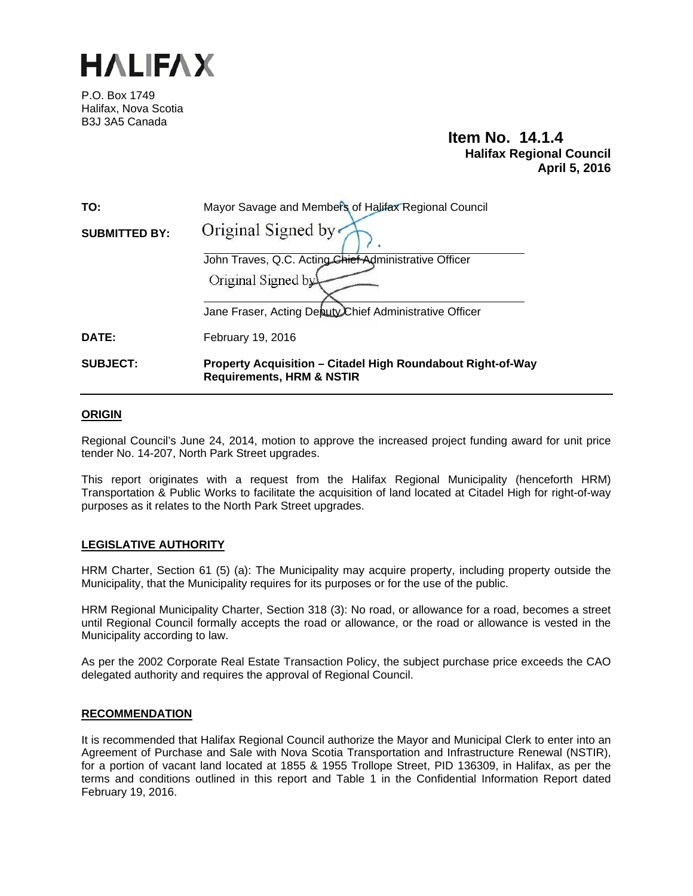# HALIFAX

P.O. Box 1749
Halifax, Nova Scotia
B3J 3A5 Canada

**Item No. 14.1.4**
**Halifax Regional Council**
**April 5, 2016**

| | |
|---|---|
| **TO:** | Mayor Savage and Members of Halifax Regional Council |
| **SUBMITTED BY:** | Original Signed by |
| | John Traves, Q.C. Acting Chief Administrative Officer |
| | Original Signed by |
| | Jane Fraser, Acting Deputy Chief Administrative Officer |
| **DATE:** | February 19, 2016 |
| **SUBJECT:** | **Property Acquisition – Citadel High Roundabout Right-of-Way Requirements, HRM & NSTIR** |

## ORIGIN

Regional Council's June 24, 2014, motion to approve the increased project funding award for unit price tender No. 14-207, North Park Street upgrades.

This report originates with a request from the Halifax Regional Municipality (henceforth HRM) Transportation & Public Works to facilitate the acquisition of land located at Citadel High for right-of-way purposes as it relates to the North Park Street upgrades.

## LEGISLATIVE AUTHORITY

HRM Charter, Section 61 (5) (a): The Municipality may acquire property, including property outside the Municipality, that the Municipality requires for its purposes or for the use of the public.

HRM Regional Municipality Charter, Section 318 (3): No road, or allowance for a road, becomes a street until Regional Council formally accepts the road or allowance, or the road or allowance is vested in the Municipality according to law.

As per the 2002 Corporate Real Estate Transaction Policy, the subject purchase price exceeds the CAO delegated authority and requires the approval of Regional Council.

## RECOMMENDATION

It is recommended that Halifax Regional Council authorize the Mayor and Municipal Clerk to enter into an Agreement of Purchase and Sale with Nova Scotia Transportation and Infrastructure Renewal (NSTIR), for a portion of vacant land located at 1855 & 1955 Trollope Street, PID 136309, in Halifax, as per the terms and conditions outlined in this report and Table 1 in the Confidential Information Report dated February 19, 2016.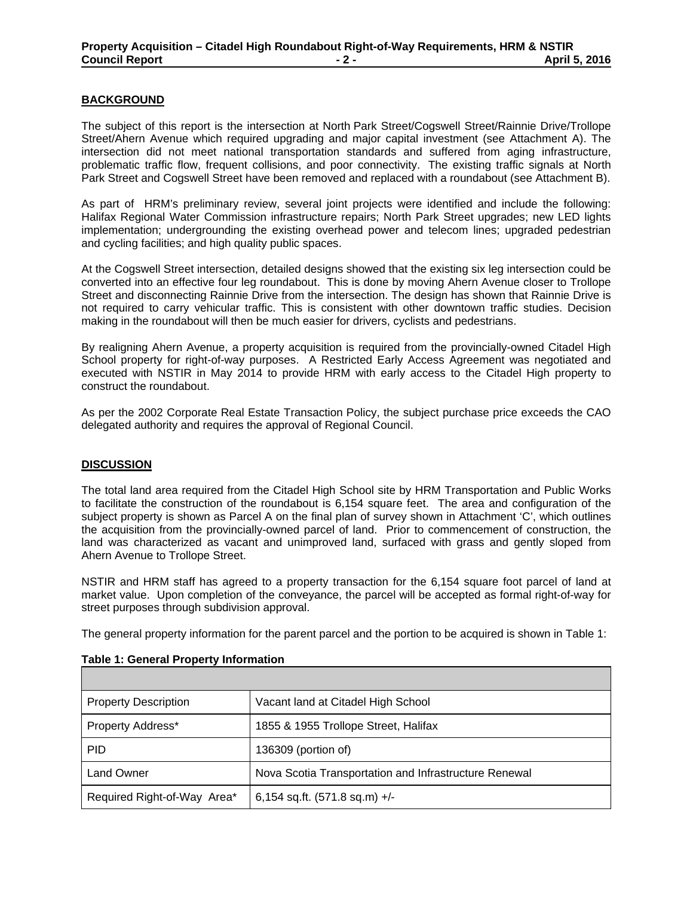## BACKGROUND

The subject of this report is the intersection at North Park Street/Cogswell Street/Rainnie Drive/Trollope Street/Ahern Avenue which required upgrading and major capital investment (see Attachment A). The intersection did not meet national transportation standards and suffered from aging infrastructure, problematic traffic flow, frequent collisions, and poor connectivity. The existing traffic signals at North Park Street and Cogswell Street have been removed and replaced with a roundabout (see Attachment B).

As part of HRM's preliminary review, several joint projects were identified and include the following: Halifax Regional Water Commission infrastructure repairs; North Park Street upgrades; new LED lights implementation; undergrounding the existing overhead power and telecom lines; upgraded pedestrian and cycling facilities; and high quality public spaces.

At the Cogswell Street intersection, detailed designs showed that the existing six leg intersection could be converted into an effective four leg roundabout. This is done by moving Ahern Avenue closer to Trollope Street and disconnecting Rainnie Drive from the intersection. The design has shown that Rainnie Drive is not required to carry vehicular traffic. This is consistent with other downtown traffic studies. Decision making in the roundabout will then be much easier for drivers, cyclists and pedestrians.

By realigning Ahern Avenue, a property acquisition is required from the provincially-owned Citadel High School property for right-of-way purposes. A Restricted Early Access Agreement was negotiated and executed with NSTIR in May 2014 to provide HRM with early access to the Citadel High property to construct the roundabout.

As per the 2002 Corporate Real Estate Transaction Policy, the subject purchase price exceeds the CAO delegated authority and requires the approval of Regional Council.

## DISCUSSION

The total land area required from the Citadel High School site by HRM Transportation and Public Works to facilitate the construction of the roundabout is 6,154 square feet. The area and configuration of the subject property is shown as Parcel A on the final plan of survey shown in Attachment 'C', which outlines the acquisition from the provincially-owned parcel of land. Prior to commencement of construction, the land was characterized as vacant and unimproved land, surfaced with grass and gently sloped from Ahern Avenue to Trollope Street.

NSTIR and HRM staff has agreed to a property transaction for the 6,154 square foot parcel of land at market value. Upon completion of the conveyance, the parcel will be accepted as formal right-of-way for street purposes through subdivision approval.

The general property information for the parent parcel and the portion to be acquired is shown in Table 1:

**Table 1: General Property Information**

| | |
|---|---|
| Property Description | Vacant land at Citadel High School |
| Property Address* | 1855 & 1955 Trollope Street, Halifax |
| PID | 136309 (portion of) |
| Land Owner | Nova Scotia Transportation and Infrastructure Renewal |
| Required Right-of-Way Area* | 6,154 sq.ft. (571.8 sq.m) +/- |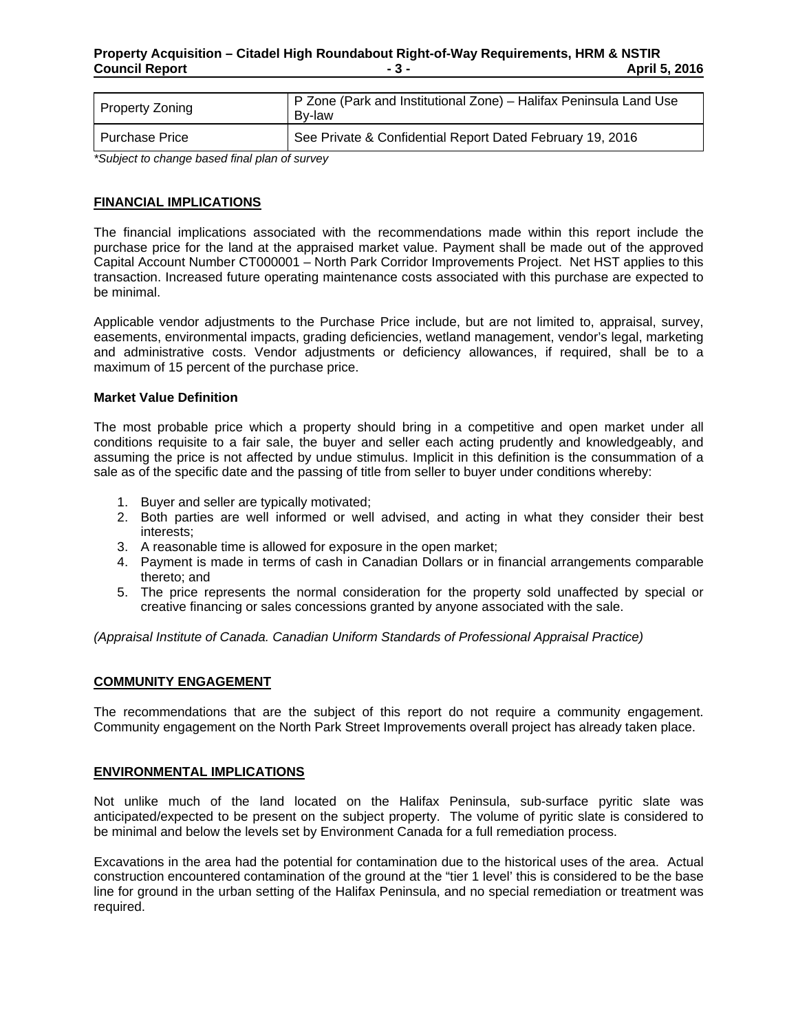| Property Zoning | P Zone (Park and Institutional Zone) – Halifax Peninsula Land Use By-law |
|---|---|
| Purchase Price | See Private & Confidential Report Dated February 19, 2016 |

*\*Subject to change based final plan of survey*

## FINANCIAL IMPLICATIONS

The financial implications associated with the recommendations made within this report include the purchase price for the land at the appraised market value. Payment shall be made out of the approved Capital Account Number CT000001 – North Park Corridor Improvements Project. Net HST applies to this transaction. Increased future operating maintenance costs associated with this purchase are expected to be minimal.

Applicable vendor adjustments to the Purchase Price include, but are not limited to, appraisal, survey, easements, environmental impacts, grading deficiencies, wetland management, vendor's legal, marketing and administrative costs. Vendor adjustments or deficiency allowances, if required, shall be to a maximum of 15 percent of the purchase price.

### Market Value Definition

The most probable price which a property should bring in a competitive and open market under all conditions requisite to a fair sale, the buyer and seller each acting prudently and knowledgeably, and assuming the price is not affected by undue stimulus. Implicit in this definition is the consummation of a sale as of the specific date and the passing of title from seller to buyer under conditions whereby:

1. Buyer and seller are typically motivated;
2. Both parties are well informed or well advised, and acting in what they consider their best interests;
3. A reasonable time is allowed for exposure in the open market;
4. Payment is made in terms of cash in Canadian Dollars or in financial arrangements comparable thereto; and
5. The price represents the normal consideration for the property sold unaffected by special or creative financing or sales concessions granted by anyone associated with the sale.

*(Appraisal Institute of Canada. Canadian Uniform Standards of Professional Appraisal Practice)*

## COMMUNITY ENGAGEMENT

The recommendations that are the subject of this report do not require a community engagement. Community engagement on the North Park Street Improvements overall project has already taken place.

## ENVIRONMENTAL IMPLICATIONS

Not unlike much of the land located on the Halifax Peninsula, sub-surface pyritic slate was anticipated/expected to be present on the subject property. The volume of pyritic slate is considered to be minimal and below the levels set by Environment Canada for a full remediation process.

Excavations in the area had the potential for contamination due to the historical uses of the area. Actual construction encountered contamination of the ground at the "tier 1 level' this is considered to be the base line for ground in the urban setting of the Halifax Peninsula, and no special remediation or treatment was required.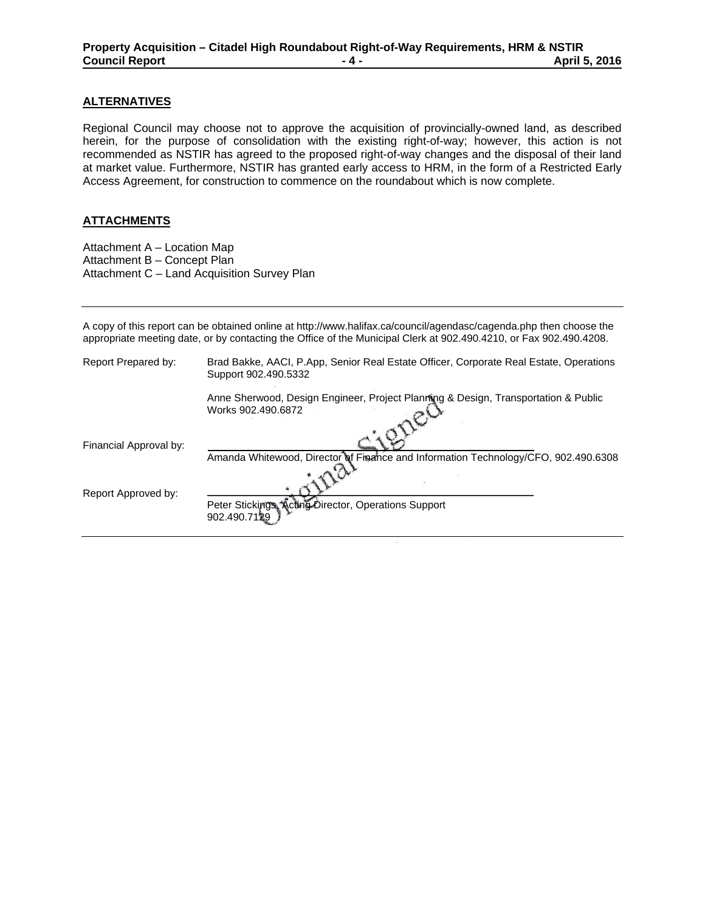## ALTERNATIVES

Regional Council may choose not to approve the acquisition of provincially-owned land, as described herein, for the purpose of consolidation with the existing right-of-way; however, this action is not recommended as NSTIR has agreed to the proposed right-of-way changes and the disposal of their land at market value. Furthermore, NSTIR has granted early access to HRM, in the form of a Restricted Early Access Agreement, for construction to commence on the roundabout which is now complete.

## ATTACHMENTS

Attachment A – Location Map
Attachment B – Concept Plan
Attachment C – Land Acquisition Survey Plan

---

A copy of this report can be obtained online at http://www.halifax.ca/council/agendasc/cagenda.php then choose the appropriate meeting date, or by contacting the Office of the Municipal Clerk at 902.490.4210, or Fax 902.490.4208.

Report Prepared by: Brad Bakke, AACI, P.App, Senior Real Estate Officer, Corporate Real Estate, Operations Support 902.490.5332

Anne Sherwood, Design Engineer, Project Planning & Design, Transportation & Public Works 902.490.6872

Original Signed

Financial Approval by: Amanda Whitewood, Director of Finance and Information Technology/CFO, 902.490.6308

Report Approved by: Peter Stickings, Acting Director, Operations Support 902.490.7129

---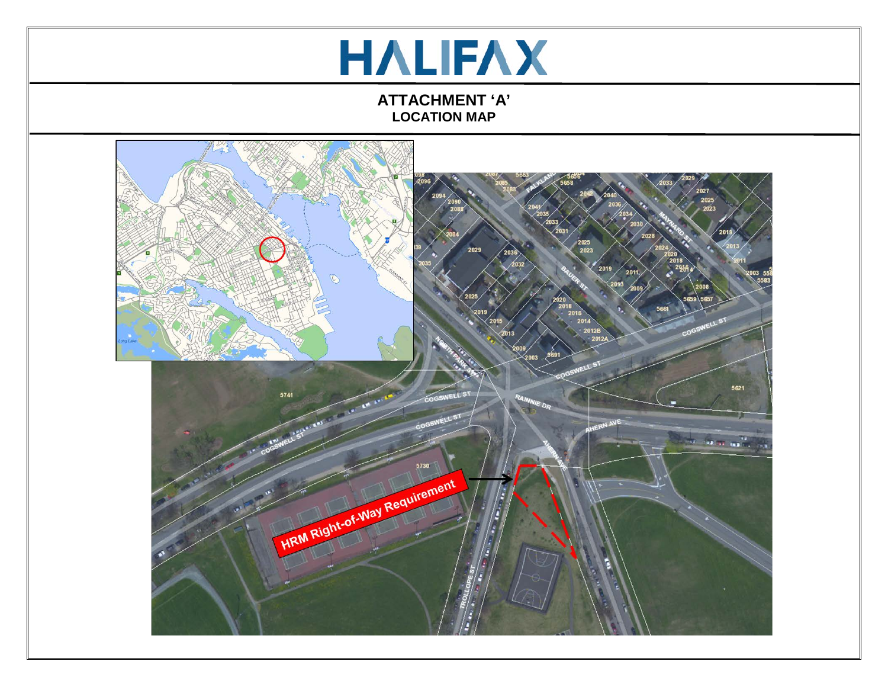# HALIFAX

## ATTACHMENT 'A'
### LOCATION MAP

HRM Right-of-Way Requirement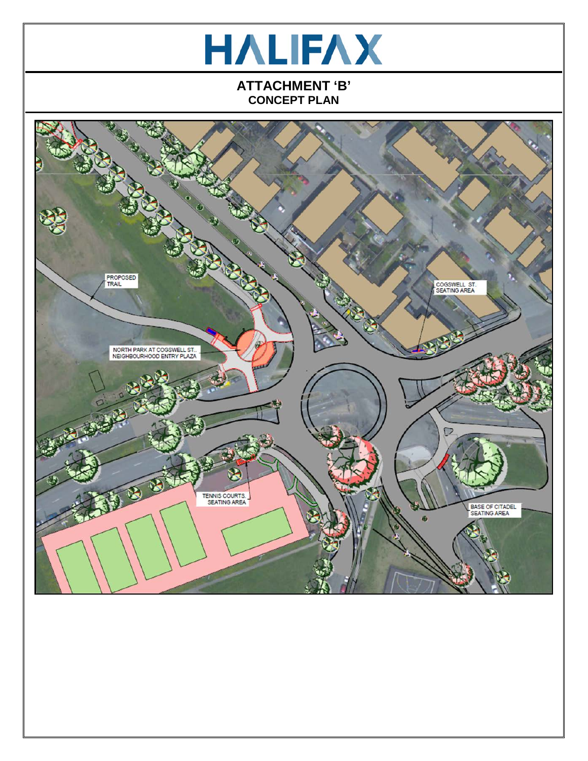# HALIFAX

## ATTACHMENT 'B'
### CONCEPT PLAN

PROPOSED TRAIL

COGSWELL ST. SEATING AREA

NORTH PARK AT COGSWELL ST. NEIGHBOURHOOD ENTRY PLAZA

TENNIS COURTS SEATING AREA

BASE OF CITADEL SEATING AREA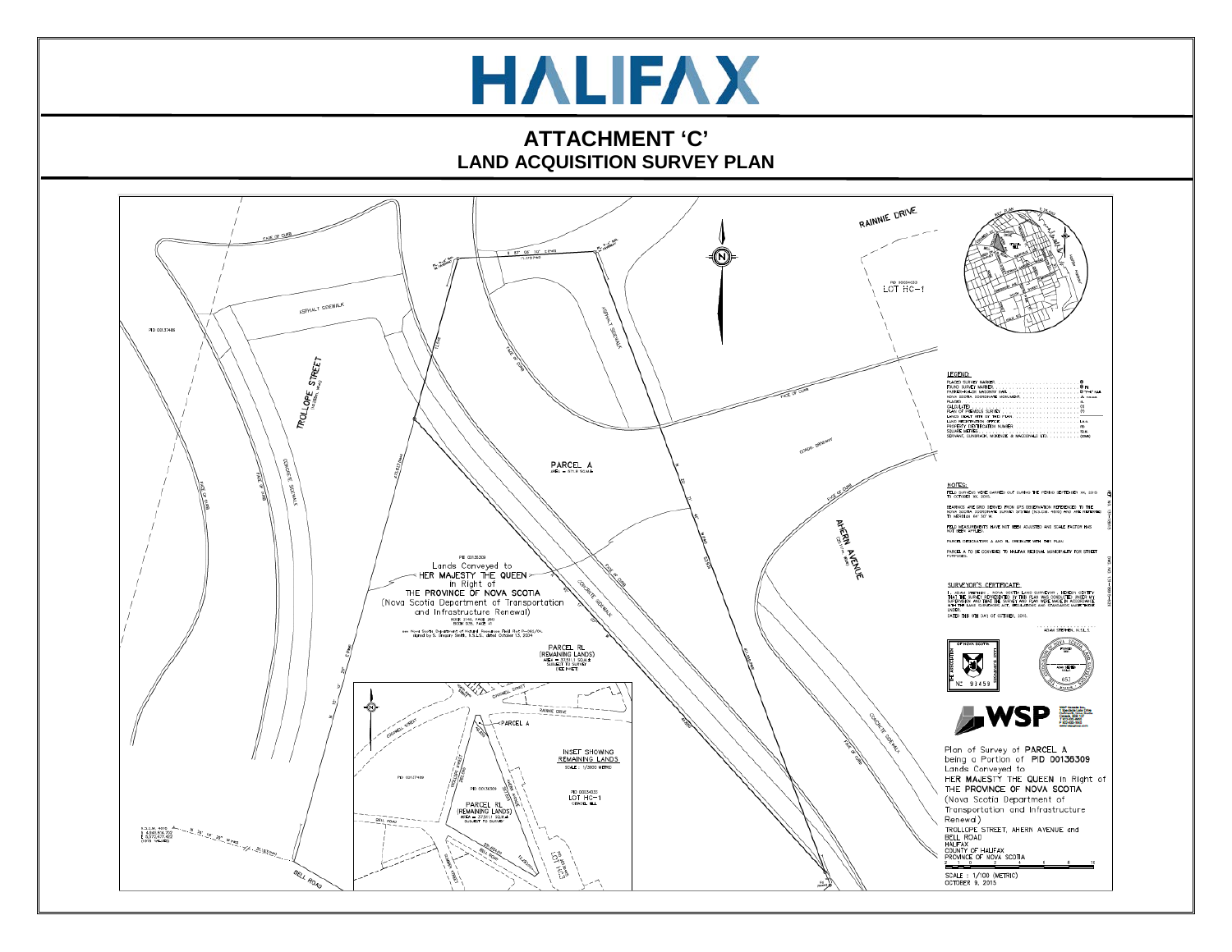# HALIFAX

## ATTACHMENT 'C'
## LAND ACQUISITION SURVEY PLAN

RAINNIE DRIVE

PID 00034033
LOT HC-1

PID 00137489

TROLLOPE STREET

ASPHALT SIDEWALK

CONCRETE SIDEWALK

FACE OF CURB

PARCEL A
AREA = 671.9 SQ.M.±

PID 00136309
Lands Conveyed to
HER MAJESTY THE QUEEN
in Right of
THE PROVINCE OF NOVA SCOTIA
(Nova Scotia Department of Transportation and Infrastructure Renewal)

PARCEL RL
(REMAINING LANDS)
AREA = 37,511.1 SQ.M.±
SUBJECT TO SURVEY
(SEE INSET)

AHERN AVENUE

BELL ROAD

INSET SHOWING REMAINING LANDS
SCALE : 1/3000 METRIC

LEGEND:

NOTES:

FIELD SURVEYS WERE CARRIED OUT DURING THE PERIOD SEPTEMBER 30, 2015 TO OCTOBER 30, 2015.

BEARINGS ARE GRID DERIVED FROM GPS OBSERVATION REFERENCED TO THE NOVA SCOTIA COORDINATE SURVEY SYSTEM (N.S.C.S.S. 1979) AND ARE REFERRED TO MERIDIAN 64° 30' W.

FIELD MEASUREMENTS HAVE NOT BEEN ADJUSTED AND SCALE FACTOR HAS NOT BEEN APPLIED.

PARCEL DESIGNATIONS A AND RL ORIGINATE WITH THIS PLAN.

PARCEL A TO BE CONVEYED TO HALIFAX REGIONAL MUNICIPALITY FOR STREET PURPOSES.

SURVEYOR'S CERTIFICATE:

DATED THIS 9TH DAY OF OCTOBER, 2015.

ADAM STEPHEN, N.S.L.S.

NO 93459

WSP

Plan of Survey of PARCEL A being a Portion of PID 00136309 Lands Conveyed to HER MAJESTY THE QUEEN In Right of THE PROVINCE OF NOVA SCOTIA (Nova Scotia Department of Transportation and Infrastructure Renewal)

TROLLOPE STREET, AHERN AVENUE and BELL ROAD
HALIFAX
COUNTY OF HALIFAX
PROVINCE OF NOVA SCOTIA

SCALE : 1/100 (METRIC)
OCTOBER 9, 2015